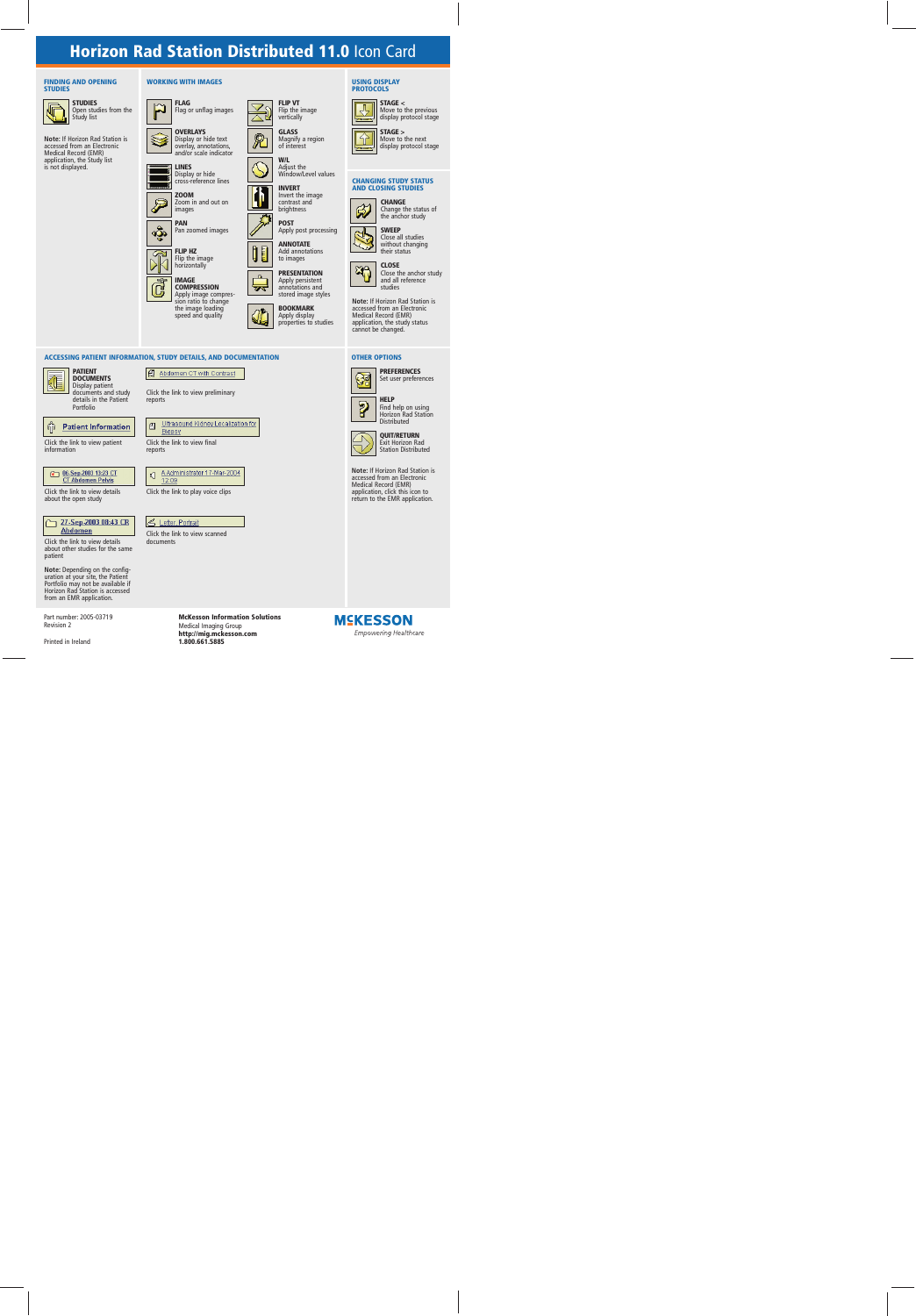# Horizon Rad Station Distributed 11.0 Icon Card

## FINDING AND OPENING STUDIES

**STUDIES**
Open studies from the Study list

**Note:** If Horizon Rad Station is accessed from an Electronic Medical Record (EMR) application, the Study list is not displayed.

## WORKING WITH IMAGES

**FLAG**
Flag or unflag images

**OVERLAYS**
Display or hide text overlay, annotations, and/or scale indicator

**LINES**
Display or hide cross-reference lines

**ZOOM**
Zoom in and out on images

**PAN**
Pan zoomed images

**FLIP HZ**
Flip the image horizontally

**IMAGE COMPRESSION**
Apply image compression ratio to change the image loading speed and quality

**FLIP VT**
Flip the image vertically

**GLASS**
Magnify a region of interest

**W/L**
Adjust the Window/Level values

**INVERT**
Invert the image contrast and brightness

**POST**
Apply post processing

**ANNOTATE**
Add annotations to images

**PRESENTATION**
Apply persistent annotations and stored image styles

**BOOKMARK**
Apply display properties to studies

## USING DISPLAY PROTOCOLS

**STAGE <**
Move to the previous display protocol stage

**STAGE >**
Move to the next display protocol stage

## CHANGING STUDY STATUS AND CLOSING STUDIES

**CHANGE**
Change the status of the anchor study

**SWEEP**
Close all studies without changing their status

**CLOSE**
Close the anchor study and all reference studies

**Note:** If Horizon Rad Station is accessed from an Electronic Medical Record (EMR) application, the study status cannot be changed.

## ACCESSING PATIENT INFORMATION, STUDY DETAILS, AND DOCUMENTATION

**PATIENT DOCUMENTS**
Display patient documents and study details in the Patient Portfolio

Patient Information
Click the link to view patient information

06-Sep-2003 10:23 CT CT Abdomen Pelvis
Click the link to view details about the open study

27-Sep-2003 08:43 CR Abdomen
Click the link to view details about other studies for the same patient

**Note:** Depending on the configuration at your site, the Patient Portfolio may not be available if Horizon Rad Station is accessed from an EMR application.

Abdomen CT with Contrast
Click the link to view preliminary reports

Ultrasound Kidney Localization for Biopsy
Click the link to view final reports

A Administrator 17-Mar-2004 12:09
Click the link to play voice clips

Letter, Portrait
Click the link to view scanned documents

## OTHER OPTIONS

**PREFERENCES**
Set user preferences

**HELP**
Find help on using Horizon Rad Station Distributed

**QUIT/RETURN**
Exit Horizon Rad Station Distributed

**Note:** If Horizon Rad Station is accessed from an Electronic Medical Record (EMR) application, click this icon to return to the EMR application.

---

Part number: 2005-03719
Revision 2

Printed in Ireland

**McKesson Information Solutions**
Medical Imaging Group
**http://mig.mckesson.com**
**1.800.661.5885**

MCKESSON
Empowering Healthcare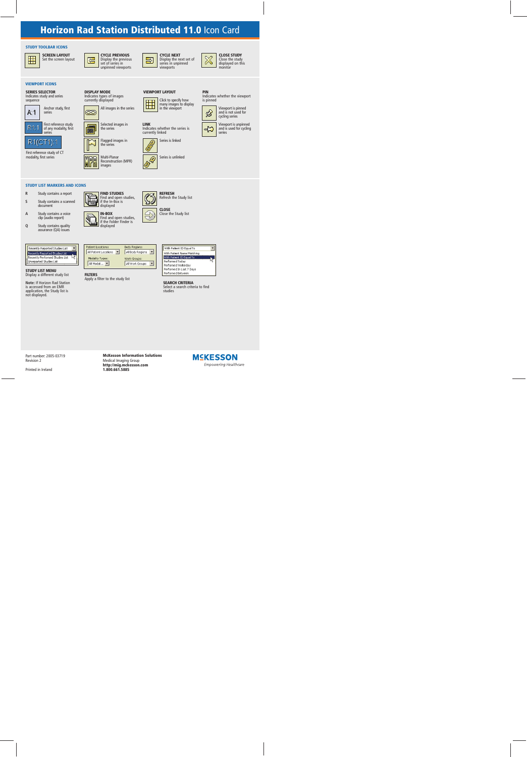# Horizon Rad Station Distributed 11.0 Icon Card

## STUDY TOOLBAR ICONS

**SCREEN LAYOUT**
Set the screen layout

**CYCLE PREVIOUS**
Display the previous set of series in unpinned viewports

**CYCLE NEXT**
Display the next set of series in unpinned viewports

**CLOSE STUDY**
Close the study displayed on this monitor

## VIEWPORT ICONS

**SERIES SELECTOR**
Indicates study and series sequence

A:1 — Anchor study, first series

R1:1 — First reference study of any modality, first series

R1(CT):1 — First reference study of CT modality, first series

**DISPLAY MODE**
Indicates types of images currently displayed

All images in the series

Selected images in the series

Flagged images in the series

Multi-Planar Reconstruction (MPR) images

**VIEWPORT LAYOUT**
Click to specify how many images to display in the viewport

**LINK**
Indicates whether the series is currently linked

Series is linked

Series is unlinked

**PIN**
Indicates whether the viewport is pinned

Viewport is pinned and is not used for cycling series

Viewport is unpinned and is used for cycling series

## STUDY LIST MARKERS AND ICONS

**R** Study contains a report

**S** Study contains a scanned document

**A** Study contains a voice clip (audio report)

**Q** Study contains quality assurance (QA) issues

**FIND STUDIES**
Find and open studies, if the In-Box is displayed

**IN-BOX**
Find and open studies, if the Folder Finder is displayed

**REFRESH**
Refresh the Study list

**CLOSE**
Close the Study list

Recently Reported Studies List
Recently Reported Studies List
Recently Performed Studies List
Unreported Studies List

**STUDY LIST MENU**
Display a different study list

**Note:** If Horizon Rad Station is accessed from an EMR application, the Study list is not displayed.

Patient Locations: All Patient Locations
Body Regions: All Body Regions
Modality Types: All Modali...
Work Groups: All Work Groups

**FILTERS**
Apply a filter to the study list

With Patient ID Equal To
With Patient Name Matching
With Patient ID Equal To
Performed Today
Performed Yesterday
Performed In Last 7 Days
Performed Between

**SEARCH CRITERIA**
Select a search criteria to find studies

Part number: 2005-03719
Revision 2

Printed in Ireland

**McKesson Information Solutions**
Medical Imaging Group
**http://mig.mckesson.com**
**1.800.661.5885**

MCKESSON
Empowering Healthcare